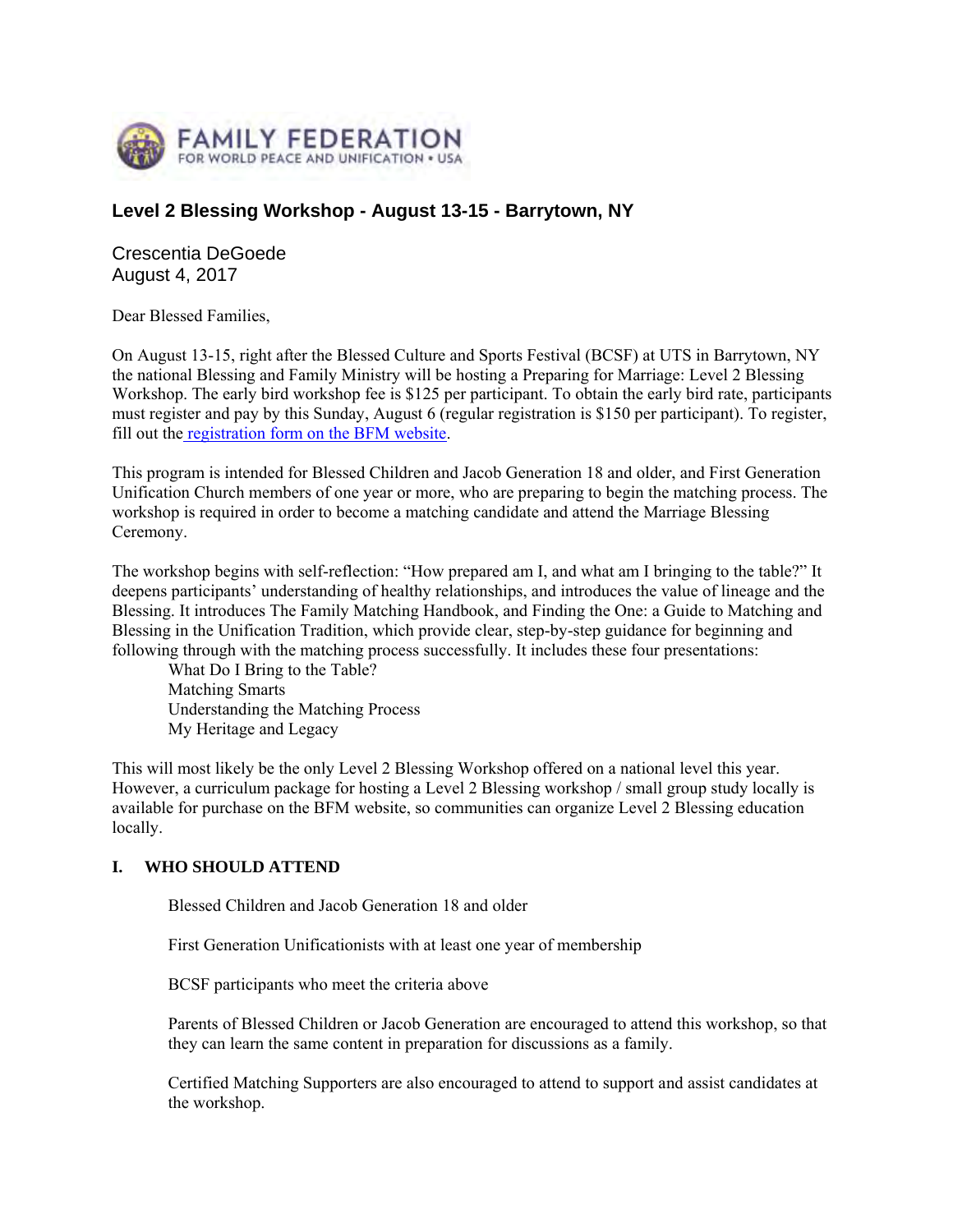FAMILY FEDERATION FOR WORLD PEACE AND UNIFICATION • USA

## Level 2 Blessing Workshop - August 13-15 - Barrytown, NY

Crescentia DeGoede
August 4, 2017

Dear Blessed Families,

On August 13-15, right after the Blessed Culture and Sports Festival (BCSF) at UTS in Barrytown, NY the national Blessing and Family Ministry will be hosting a Preparing for Marriage: Level 2 Blessing Workshop. The early bird workshop fee is $125 per participant. To obtain the early bird rate, participants must register and pay by this Sunday, August 6 (regular registration is $150 per participant). To register, fill out the registration form on the BFM website.

This program is intended for Blessed Children and Jacob Generation 18 and older, and First Generation Unification Church members of one year or more, who are preparing to begin the matching process. The workshop is required in order to become a matching candidate and attend the Marriage Blessing Ceremony.

The workshop begins with self-reflection: "How prepared am I, and what am I bringing to the table?" It deepens participants' understanding of healthy relationships, and introduces the value of lineage and the Blessing. It introduces The Family Matching Handbook, and Finding the One: a Guide to Matching and Blessing in the Unification Tradition, which provide clear, step-by-step guidance for beginning and following through with the matching process successfully. It includes these four presentations:

- What Do I Bring to the Table?
- Matching Smarts
- Understanding the Matching Process
- My Heritage and Legacy

This will most likely be the only Level 2 Blessing Workshop offered on a national level this year. However, a curriculum package for hosting a Level 2 Blessing workshop / small group study locally is available for purchase on the BFM website, so communities can organize Level 2 Blessing education locally.

### I. WHO SHOULD ATTEND

Blessed Children and Jacob Generation 18 and older

First Generation Unificationists with at least one year of membership

BCSF participants who meet the criteria above

Parents of Blessed Children or Jacob Generation are encouraged to attend this workshop, so that they can learn the same content in preparation for discussions as a family.

Certified Matching Supporters are also encouraged to attend to support and assist candidates at the workshop.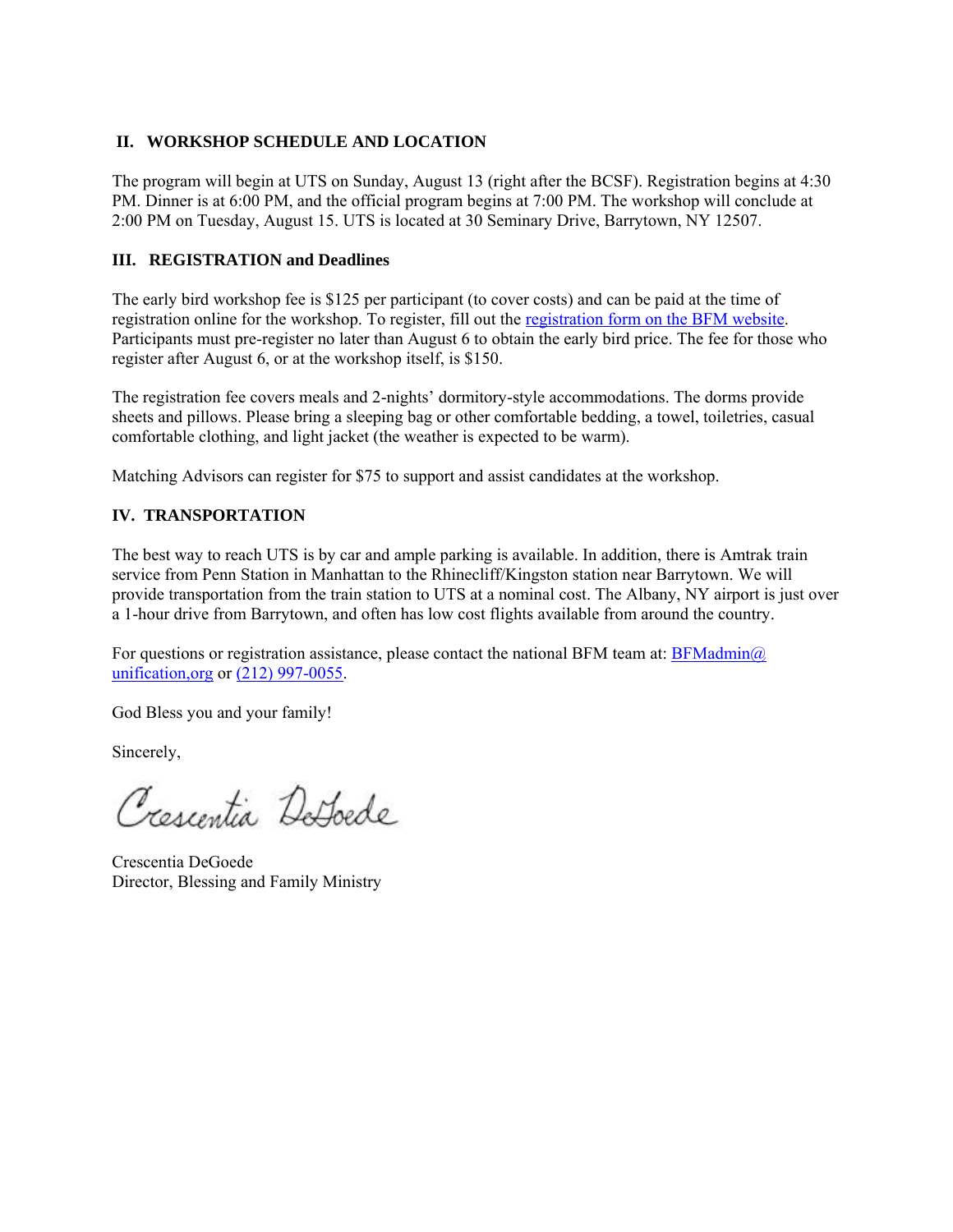## II. WORKSHOP SCHEDULE AND LOCATION

The program will begin at UTS on Sunday, August 13 (right after the BCSF). Registration begins at 4:30 PM. Dinner is at 6:00 PM, and the official program begins at 7:00 PM. The workshop will conclude at 2:00 PM on Tuesday, August 15. UTS is located at 30 Seminary Drive, Barrytown, NY 12507.

## III. REGISTRATION and Deadlines

The early bird workshop fee is $125 per participant (to cover costs) and can be paid at the time of registration online for the workshop. To register, fill out the registration form on the BFM website. Participants must pre-register no later than August 6 to obtain the early bird price. The fee for those who register after August 6, or at the workshop itself, is $150.

The registration fee covers meals and 2-nights' dormitory-style accommodations. The dorms provide sheets and pillows. Please bring a sleeping bag or other comfortable bedding, a towel, toiletries, casual comfortable clothing, and light jacket (the weather is expected to be warm).

Matching Advisors can register for $75 to support and assist candidates at the workshop.

## IV. TRANSPORTATION

The best way to reach UTS is by car and ample parking is available. In addition, there is Amtrak train service from Penn Station in Manhattan to the Rhinecliff/Kingston station near Barrytown. We will provide transportation from the train station to UTS at a nominal cost. The Albany, NY airport is just over a 1-hour drive from Barrytown, and often has low cost flights available from around the country.

For questions or registration assistance, please contact the national BFM team at: BFMadmin@unification,org or (212) 997-0055.

God Bless you and your family!

Sincerely,

Crescentia DeGoede

Crescentia DeGoede
Director, Blessing and Family Ministry